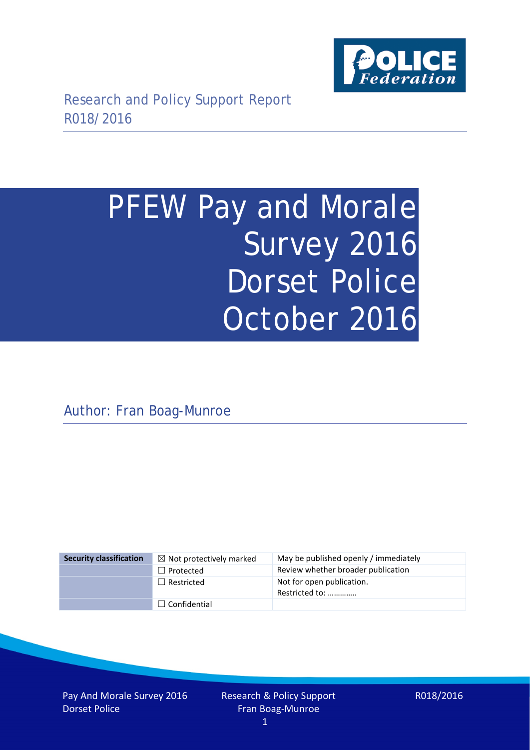Research and Policy Support Report
R018/2016

# PFEW Pay and Morale Survey 2016 Dorset Police October 2016

Author: Fran Boag-Munroe

| Security classification | ☒ Not protectively marked | May be published openly / immediately |
| --- | --- | --- |
| | ☐ Protected | Review whether broader publication |
| | ☐ Restricted | Not for open publication. Restricted to: ………….. |
| | ☐ Confidential | |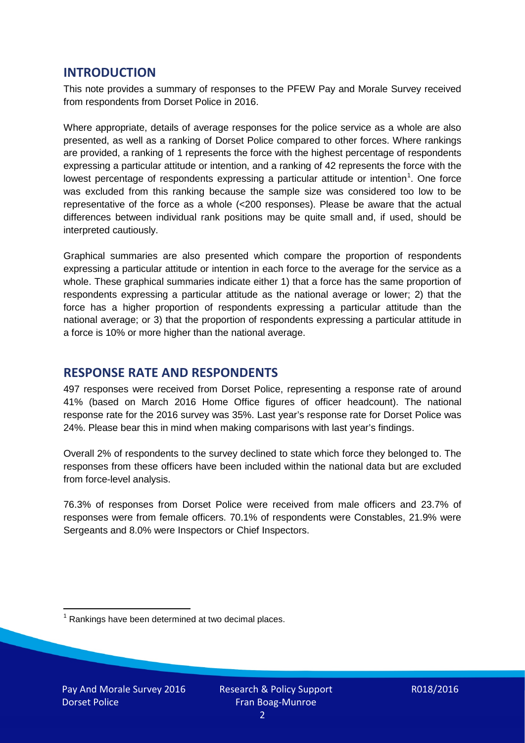## INTRODUCTION

This note provides a summary of responses to the PFEW Pay and Morale Survey received from respondents from Dorset Police in 2016.

Where appropriate, details of average responses for the police service as a whole are also presented, as well as a ranking of Dorset Police compared to other forces. Where rankings are provided, a ranking of 1 represents the force with the highest percentage of respondents expressing a particular attitude or intention, and a ranking of 42 represents the force with the lowest percentage of respondents expressing a particular attitude or intention[1]. One force was excluded from this ranking because the sample size was considered too low to be representative of the force as a whole (<200 responses). Please be aware that the actual differences between individual rank positions may be quite small and, if used, should be interpreted cautiously.

Graphical summaries are also presented which compare the proportion of respondents expressing a particular attitude or intention in each force to the average for the service as a whole. These graphical summaries indicate either 1) that a force has the same proportion of respondents expressing a particular attitude as the national average or lower; 2) that the force has a higher proportion of respondents expressing a particular attitude than the national average; or 3) that the proportion of respondents expressing a particular attitude in a force is 10% or more higher than the national average.

## RESPONSE RATE AND RESPONDENTS

497 responses were received from Dorset Police, representing a response rate of around 41% (based on March 2016 Home Office figures of officer headcount). The national response rate for the 2016 survey was 35%. Last year's response rate for Dorset Police was 24%. Please bear this in mind when making comparisons with last year's findings.

Overall 2% of respondents to the survey declined to state which force they belonged to. The responses from these officers have been included within the national data but are excluded from force-level analysis.

76.3% of responses from Dorset Police were received from male officers and 23.7% of responses were from female officers. 70.1% of respondents were Constables, 21.9% were Sergeants and 8.0% were Inspectors or Chief Inspectors.

[1] Rankings have been determined at two decimal places.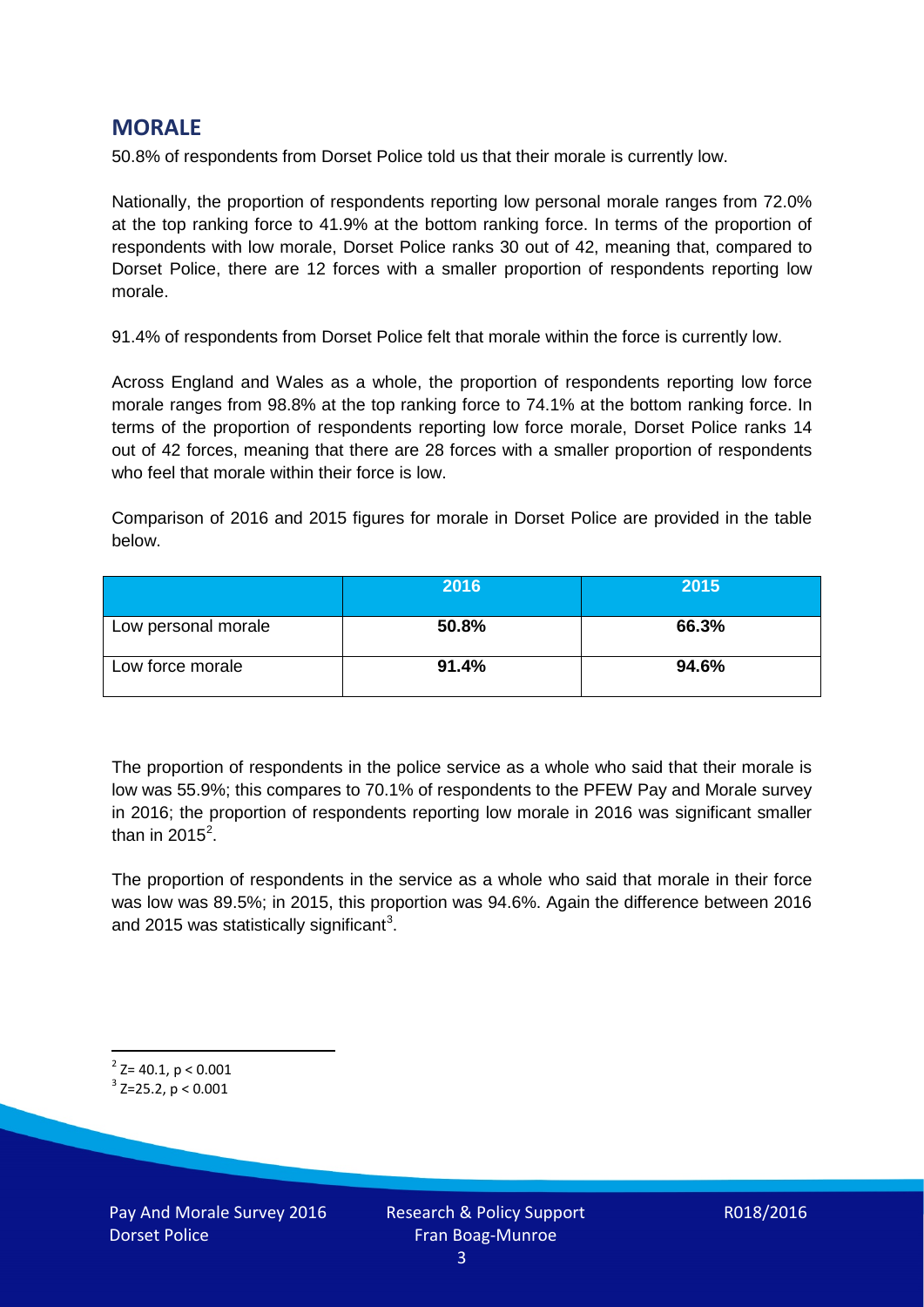## MORALE

50.8% of respondents from Dorset Police told us that their morale is currently low.

Nationally, the proportion of respondents reporting low personal morale ranges from 72.0% at the top ranking force to 41.9% at the bottom ranking force. In terms of the proportion of respondents with low morale, Dorset Police ranks 30 out of 42, meaning that, compared to Dorset Police, there are 12 forces with a smaller proportion of respondents reporting low morale.

91.4% of respondents from Dorset Police felt that morale within the force is currently low.

Across England and Wales as a whole, the proportion of respondents reporting low force morale ranges from 98.8% at the top ranking force to 74.1% at the bottom ranking force. In terms of the proportion of respondents reporting low force morale, Dorset Police ranks 14 out of 42 forces, meaning that there are 28 forces with a smaller proportion of respondents who feel that morale within their force is low.

Comparison of 2016 and 2015 figures for morale in Dorset Police are provided in the table below.

| | 2016 | 2015 |
|---|---|---|
| Low personal morale | **50.8%** | **66.3%** |
| Low force morale | **91.4%** | **94.6%** |

The proportion of respondents in the police service as a whole who said that their morale is low was 55.9%; this compares to 70.1% of respondents to the PFEW Pay and Morale survey in 2016; the proportion of respondents reporting low morale in 2016 was significant smaller than in 2015[2].

The proportion of respondents in the service as a whole who said that morale in their force was low was 89.5%; in 2015, this proportion was 94.6%. Again the difference between 2016 and 2015 was statistically significant[3].

[2] $Z= 40.1, p < 0.001$

[3] $Z=25.2, p < 0.001$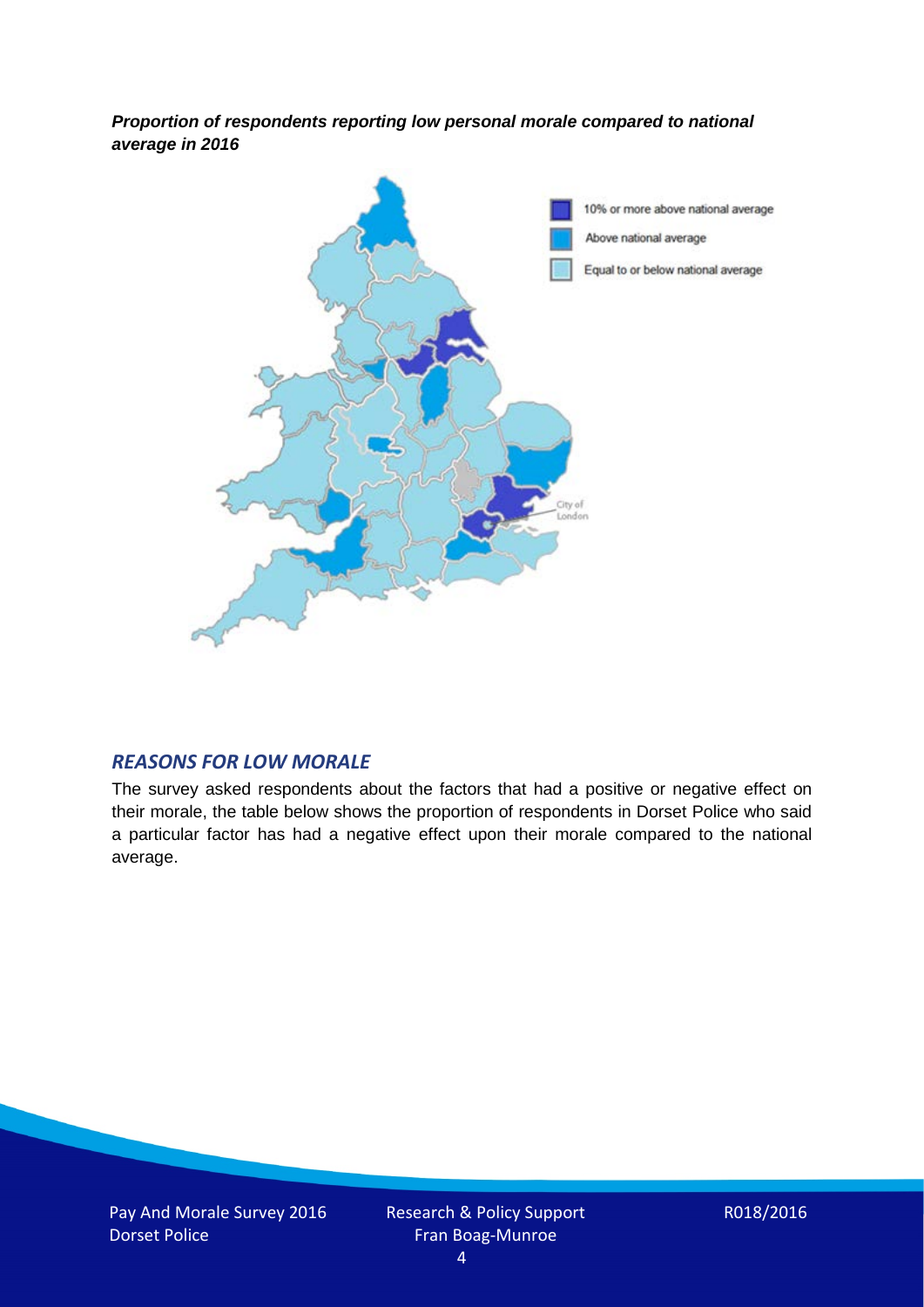***Proportion of respondents reporting low personal morale compared to national average in 2016***

## *REASONS FOR LOW MORALE*

The survey asked respondents about the factors that had a positive or negative effect on their morale, the table below shows the proportion of respondents in Dorset Police who said a particular factor has had a negative effect upon their morale compared to the national average.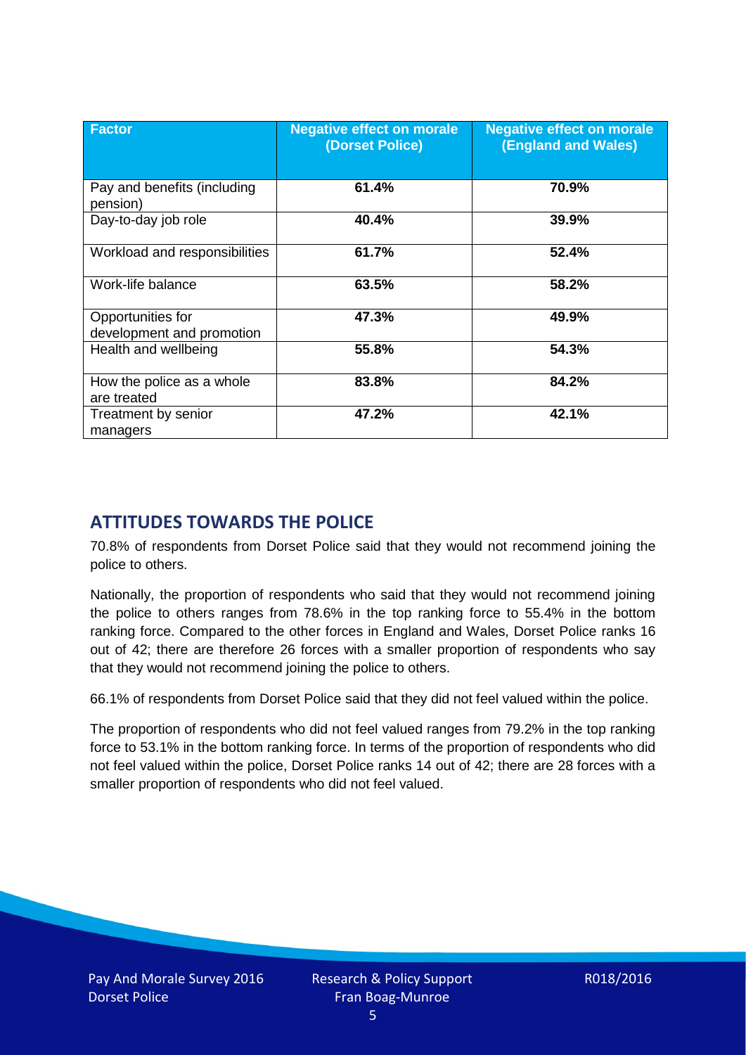| Factor | Negative effect on morale (Dorset Police) | Negative effect on morale (England and Wales) |
|---|---|---|
| Pay and benefits (including pension) | **61.4%** | **70.9%** |
| Day-to-day job role | **40.4%** | **39.9%** |
| Workload and responsibilities | **61.7%** | **52.4%** |
| Work-life balance | **63.5%** | **58.2%** |
| Opportunities for development and promotion | **47.3%** | **49.9%** |
| Health and wellbeing | **55.8%** | **54.3%** |
| How the police as a whole are treated | **83.8%** | **84.2%** |
| Treatment by senior managers | **47.2%** | **42.1%** |

## ATTITUDES TOWARDS THE POLICE

70.8% of respondents from Dorset Police said that they would not recommend joining the police to others.

Nationally, the proportion of respondents who said that they would not recommend joining the police to others ranges from 78.6% in the top ranking force to 55.4% in the bottom ranking force. Compared to the other forces in England and Wales, Dorset Police ranks 16 out of 42; there are therefore 26 forces with a smaller proportion of respondents who say that they would not recommend joining the police to others.

66.1% of respondents from Dorset Police said that they did not feel valued within the police.

The proportion of respondents who did not feel valued ranges from 79.2% in the top ranking force to 53.1% in the bottom ranking force. In terms of the proportion of respondents who did not feel valued within the police, Dorset Police ranks 14 out of 42; there are 28 forces with a smaller proportion of respondents who did not feel valued.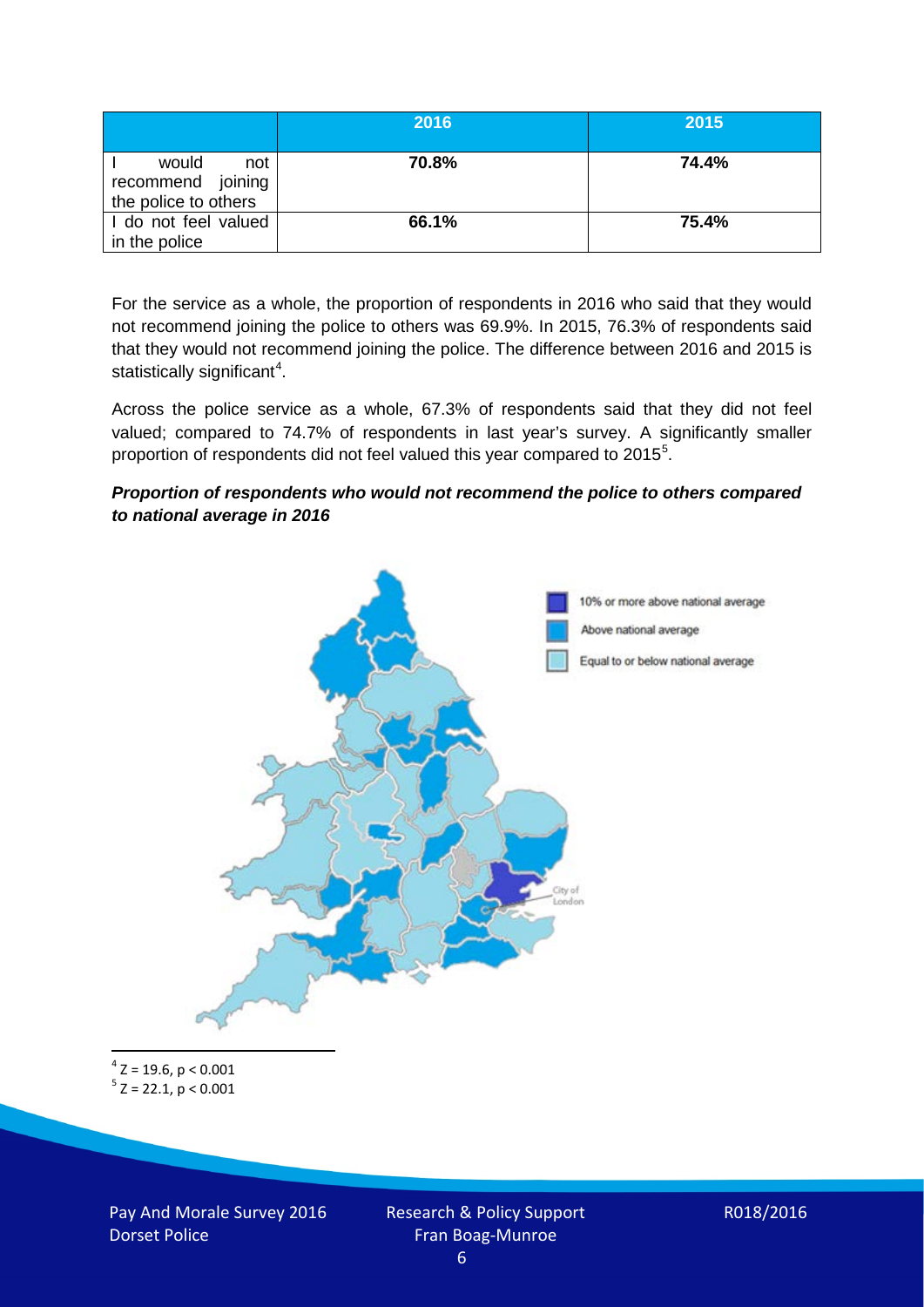| | 2016 | 2015 |
|---|---|---|
| I would not recommend joining the police to others | **70.8%** | **74.4%** |
| I do not feel valued in the police | **66.1%** | **75.4%** |

For the service as a whole, the proportion of respondents in 2016 who said that they would not recommend joining the police to others was 69.9%. In 2015, 76.3% of respondents said that they would not recommend joining the police. The difference between 2016 and 2015 is statistically significant[4].

Across the police service as a whole, 67.3% of respondents said that they did not feel valued; compared to 74.7% of respondents in last year's survey. A significantly smaller proportion of respondents did not feel valued this year compared to 2015[5].

***Proportion of respondents who would not recommend the police to others compared to national average in 2016***

10% or more above national average

Above national average

Equal to or below national average

City of London

[4] $Z = 19.6$, $p < 0.001$

[5] $Z = 22.1$, $p < 0.001$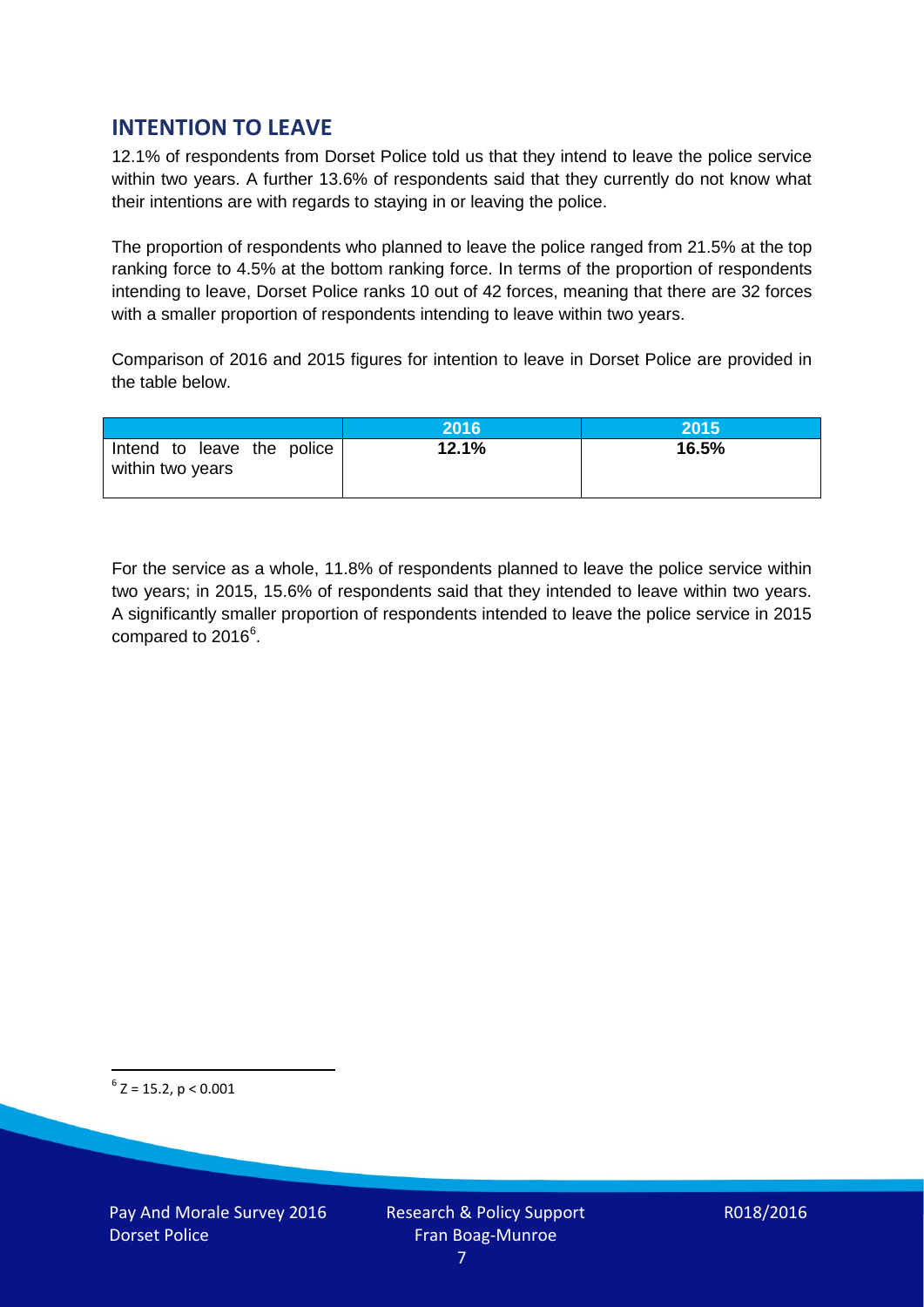## INTENTION TO LEAVE

12.1% of respondents from Dorset Police told us that they intend to leave the police service within two years. A further 13.6% of respondents said that they currently do not know what their intentions are with regards to staying in or leaving the police.

The proportion of respondents who planned to leave the police ranged from 21.5% at the top ranking force to 4.5% at the bottom ranking force. In terms of the proportion of respondents intending to leave, Dorset Police ranks 10 out of 42 forces, meaning that there are 32 forces with a smaller proportion of respondents intending to leave within two years.

Comparison of 2016 and 2015 figures for intention to leave in Dorset Police are provided in the table below.

| | 2016 | 2015 |
|---|---|---|
| Intend to leave the police within two years | **12.1%** | **16.5%** |

For the service as a whole, 11.8% of respondents planned to leave the police service within two years; in 2015, 15.6% of respondents said that they intended to leave within two years. A significantly smaller proportion of respondents intended to leave the police service in 2015 compared to 2016[6].

[6] $Z = 15.2$, $p < 0.001$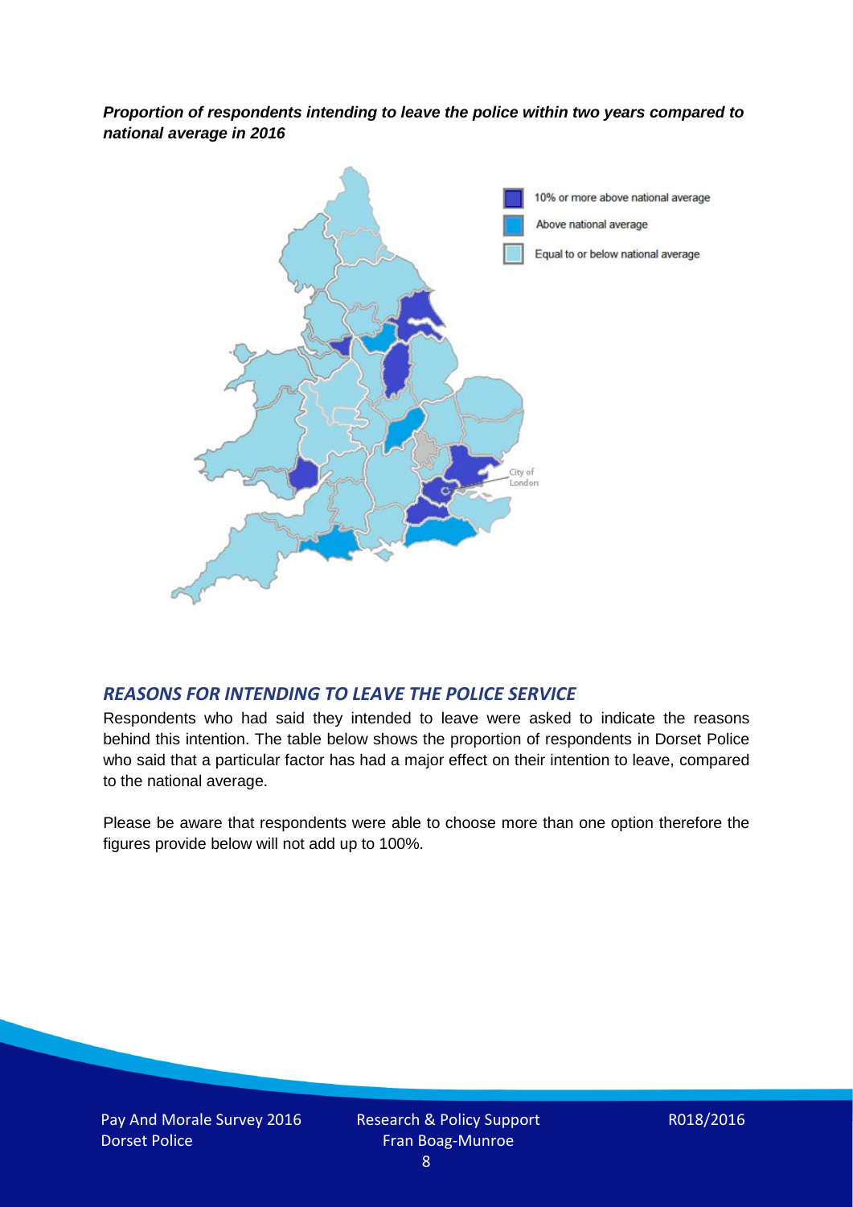***Proportion of respondents intending to leave the police within two years compared to national average in 2016***

## *REASONS FOR INTENDING TO LEAVE THE POLICE SERVICE*

Respondents who had said they intended to leave were asked to indicate the reasons behind this intention. The table below shows the proportion of respondents in Dorset Police who said that a particular factor has had a major effect on their intention to leave, compared to the national average.

Please be aware that respondents were able to choose more than one option therefore the figures provide below will not add up to 100%.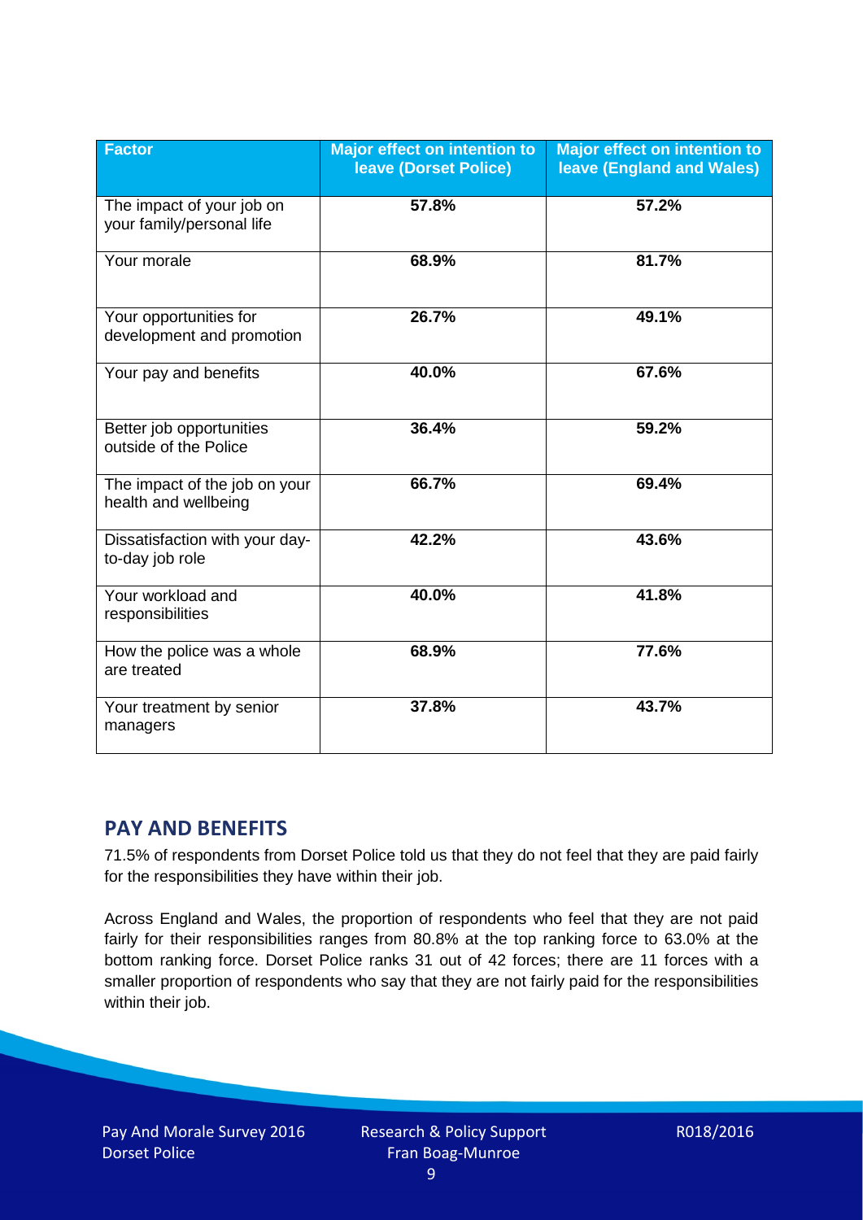| Factor | Major effect on intention to leave (Dorset Police) | Major effect on intention to leave (England and Wales) |
|---|---|---|
| The impact of your job on your family/personal life | 57.8% | 57.2% |
| Your morale | 68.9% | 81.7% |
| Your opportunities for development and promotion | 26.7% | 49.1% |
| Your pay and benefits | 40.0% | 67.6% |
| Better job opportunities outside of the Police | 36.4% | 59.2% |
| The impact of the job on your health and wellbeing | 66.7% | 69.4% |
| Dissatisfaction with your day-to-day job role | 42.2% | 43.6% |
| Your workload and responsibilities | 40.0% | 41.8% |
| How the police was a whole are treated | 68.9% | 77.6% |
| Your treatment by senior managers | 37.8% | 43.7% |

## PAY AND BENEFITS

71.5% of respondents from Dorset Police told us that they do not feel that they are paid fairly for the responsibilities they have within their job.

Across England and Wales, the proportion of respondents who feel that they are not paid fairly for their responsibilities ranges from 80.8% at the top ranking force to 63.0% at the bottom ranking force. Dorset Police ranks 31 out of 42 forces; there are 11 forces with a smaller proportion of respondents who say that they are not fairly paid for the responsibilities within their job.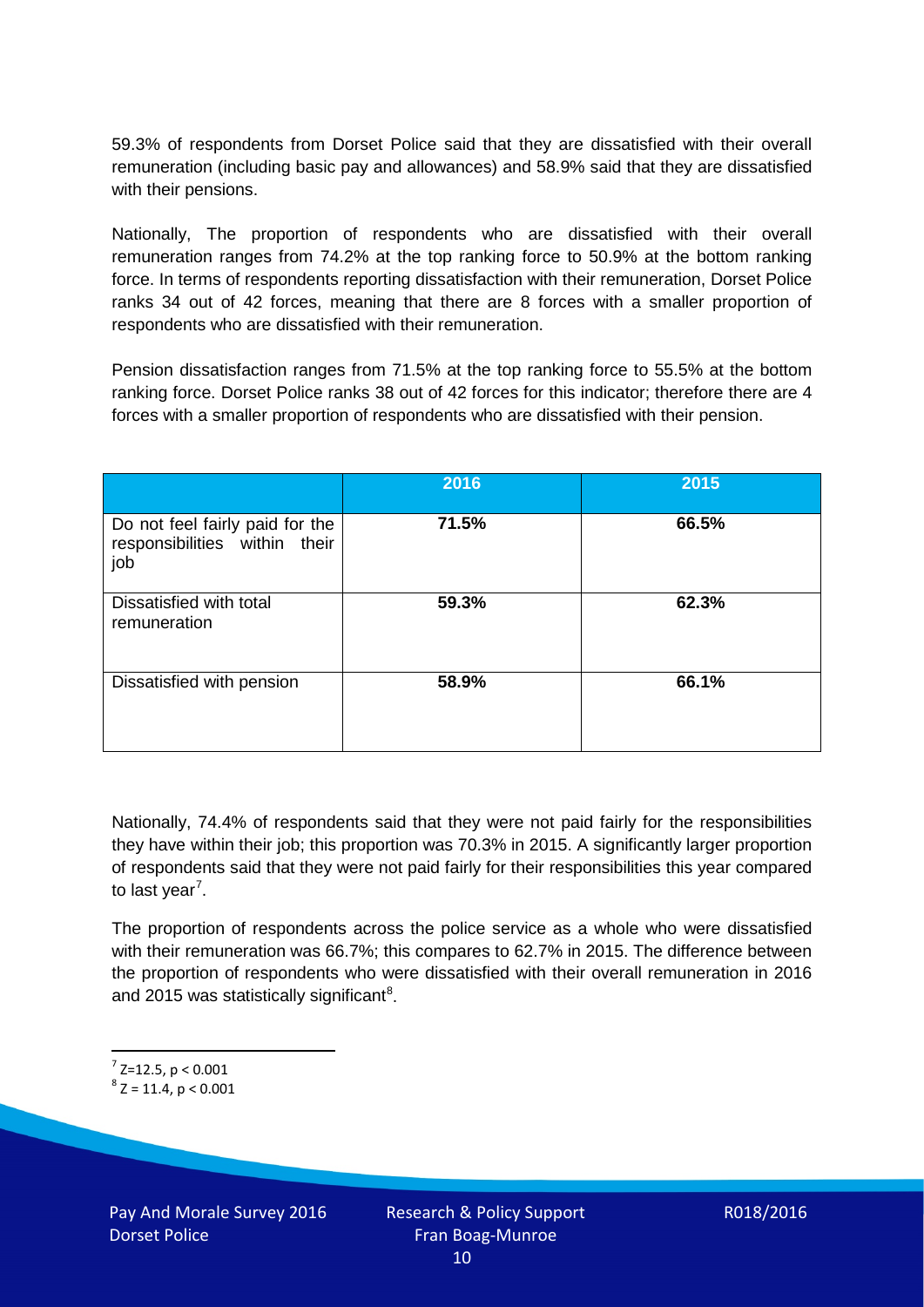59.3% of respondents from Dorset Police said that they are dissatisfied with their overall remuneration (including basic pay and allowances) and 58.9% said that they are dissatisfied with their pensions.

Nationally, The proportion of respondents who are dissatisfied with their overall remuneration ranges from 74.2% at the top ranking force to 50.9% at the bottom ranking force. In terms of respondents reporting dissatisfaction with their remuneration, Dorset Police ranks 34 out of 42 forces, meaning that there are 8 forces with a smaller proportion of respondents who are dissatisfied with their remuneration.

Pension dissatisfaction ranges from 71.5% at the top ranking force to 55.5% at the bottom ranking force. Dorset Police ranks 38 out of 42 forces for this indicator; therefore there are 4 forces with a smaller proportion of respondents who are dissatisfied with their pension.

| | 2016 | 2015 |
|---|---|---|
| Do not feel fairly paid for the responsibilities within their job | **71.5%** | **66.5%** |
| Dissatisfied with total remuneration | **59.3%** | **62.3%** |
| Dissatisfied with pension | **58.9%** | **66.1%** |

Nationally, 74.4% of respondents said that they were not paid fairly for the responsibilities they have within their job; this proportion was 70.3% in 2015. A significantly larger proportion of respondents said that they were not paid fairly for their responsibilities this year compared to last year[7].

The proportion of respondents across the police service as a whole who were dissatisfied with their remuneration was 66.7%; this compares to 62.7% in 2015. The difference between the proportion of respondents who were dissatisfied with their overall remuneration in 2016 and 2015 was statistically significant[8].

[7] $Z=12.5$, $p < 0.001$

[8] $Z = 11.4$, $p < 0.001$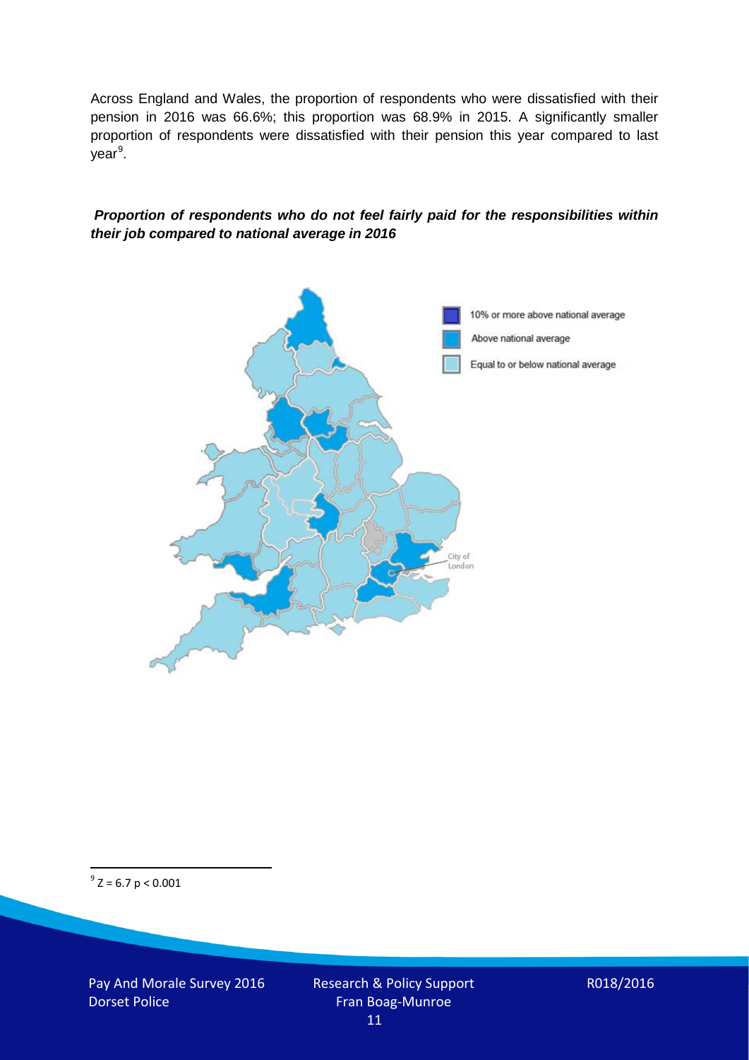Across England and Wales, the proportion of respondents who were dissatisfied with their pension in 2016 was 66.6%; this proportion was 68.9% in 2015. A significantly smaller proportion of respondents were dissatisfied with their pension this year compared to last year[9].

***Proportion of respondents who do not feel fairly paid for the responsibilities within their job compared to national average in 2016***

10% or more above national average

Above national average

Equal to or below national average

City of London

[9] $Z = 6.7$ $p < 0.001$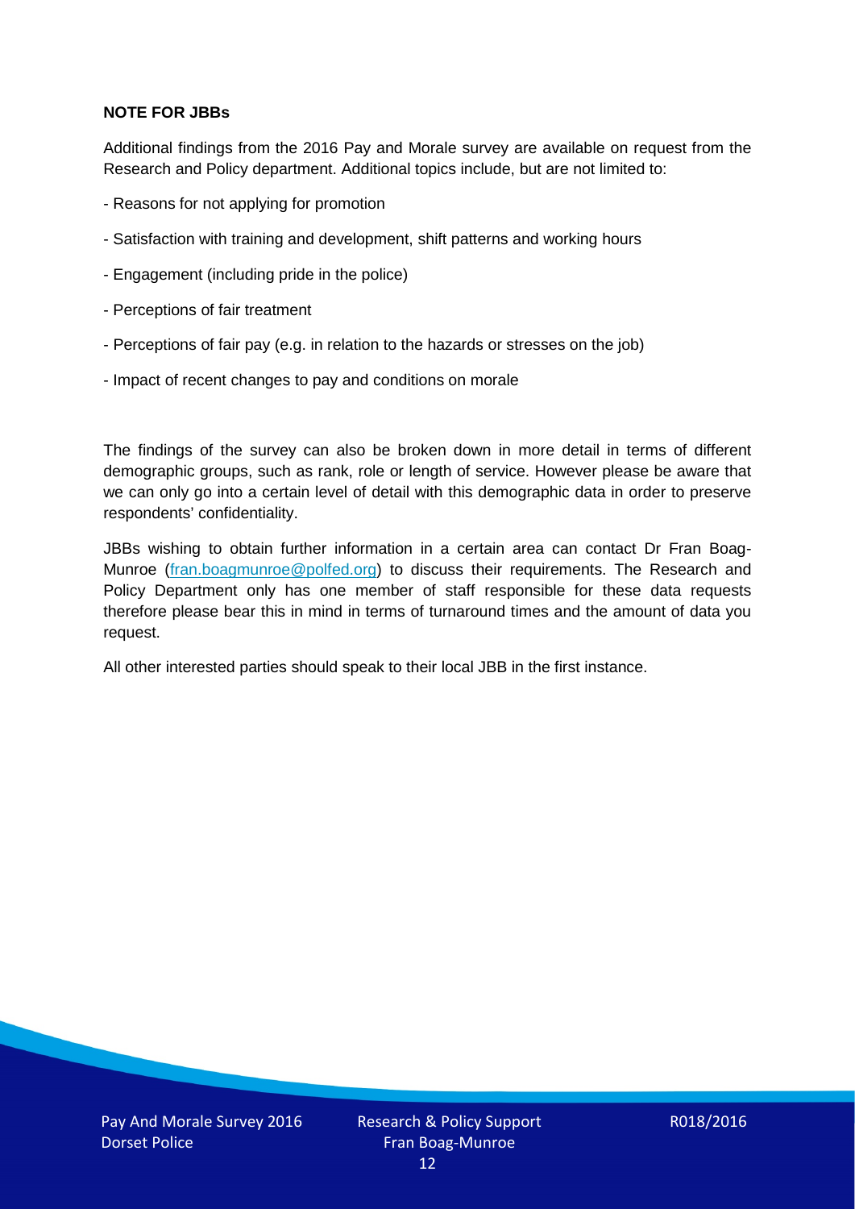**NOTE FOR JBBs**

Additional findings from the 2016 Pay and Morale survey are available on request from the Research and Policy department. Additional topics include, but are not limited to:

- Reasons for not applying for promotion
- Satisfaction with training and development, shift patterns and working hours
- Engagement (including pride in the police)
- Perceptions of fair treatment
- Perceptions of fair pay (e.g. in relation to the hazards or stresses on the job)
- Impact of recent changes to pay and conditions on morale

The findings of the survey can also be broken down in more detail in terms of different demographic groups, such as rank, role or length of service. However please be aware that we can only go into a certain level of detail with this demographic data in order to preserve respondents' confidentiality.

JBBs wishing to obtain further information in a certain area can contact Dr Fran Boag-Munroe (fran.boagmunroe@polfed.org) to discuss their requirements. The Research and Policy Department only has one member of staff responsible for these data requests therefore please bear this in mind in terms of turnaround times and the amount of data you request.

All other interested parties should speak to their local JBB in the first instance.